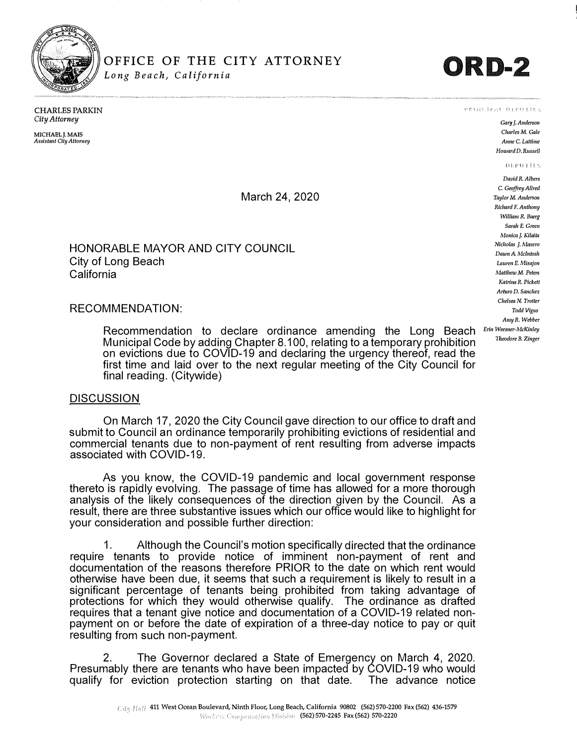# OFFICE OF THE CITY ATTORNEY

*Long Beach, California*

**ORD-2**

CHARLES PARKIN
*City Attorney*

MICHAEL J. MAIS
*Assistant City Attorney*

PRINCIPAL DEPUTIES

*Gary J. Anderson*
*Charles M. Gale*
*Anne C. Lattime*
*Howard D. Russell*

DEPUTIES

*David R. Albers*
*C. Geoffrey Allred*
*Taylor M. Anderson*
*Richard F. Anthony*
*William R. Baerg*
*Sarah E. Green*
*Monica J. Kilaita*
*Nicholas J. Masero*
*Dawn A. McIntosh*
*Lauren E. Misajon*
*Matthew M. Peters*
*Katrina R. Pickett*
*Arturo D. Sanchez*
*Chelsea N. Trotter*
*Todd Vigus*
*Amy R. Webber*
*Erin Weesner-McKinley*
*Theodore B. Zinger*

March 24, 2020

HONORABLE MAYOR AND CITY COUNCIL
City of Long Beach
California

RECOMMENDATION:

Recommendation to declare ordinance amending the Long Beach Municipal Code by adding Chapter 8.100, relating to a temporary prohibition on evictions due to COVID-19 and declaring the urgency thereof, read the first time and laid over to the next regular meeting of the City Council for final reading. (Citywide)

DISCUSSION

On March 17, 2020 the City Council gave direction to our office to draft and submit to Council an ordinance temporarily prohibiting evictions of residential and commercial tenants due to non-payment of rent resulting from adverse impacts associated with COVID-19.

As you know, the COVID-19 pandemic and local government response thereto is rapidly evolving. The passage of time has allowed for a more thorough analysis of the likely consequences of the direction given by the Council. As a result, there are three substantive issues which our office would like to highlight for your consideration and possible further direction:

1. Although the Council's motion specifically directed that the ordinance require tenants to provide notice of imminent non-payment of rent and documentation of the reasons therefore PRIOR to the date on which rent would otherwise have been due, it seems that such a requirement is likely to result in a significant percentage of tenants being prohibited from taking advantage of protections for which they would otherwise qualify. The ordinance as drafted requires that a tenant give notice and documentation of a COVID-19 related non-payment on or before the date of expiration of a three-day notice to pay or quit resulting from such non-payment.

2. The Governor declared a State of Emergency on March 4, 2020. Presumably there are tenants who have been impacted by COVID-19 who would qualify for eviction protection starting on that date. The advance notice

City Hall 411 West Ocean Boulevard, Ninth Floor, Long Beach, California 90802 (562) 570-2200 Fax (562) 436-1579
Workers Compensation Division (562) 570-2245 Fax (562) 570-2220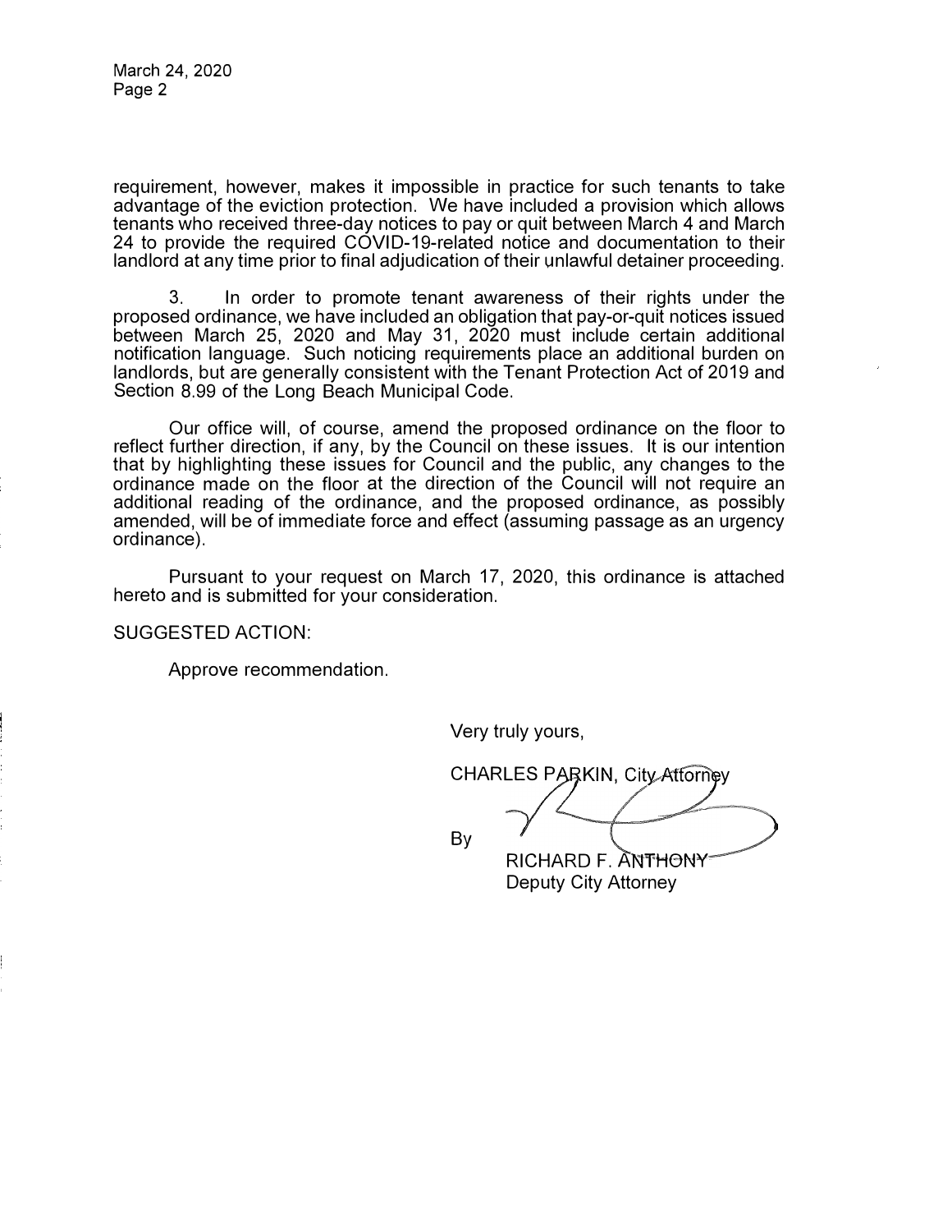requirement, however, makes it impossible in practice for such tenants to take advantage of the eviction protection. We have included a provision which allows tenants who received three-day notices to pay or quit between March 4 and March 24 to provide the required COVID-19-related notice and documentation to their landlord at any time prior to final adjudication of their unlawful detainer proceeding.

3. In order to promote tenant awareness of their rights under the proposed ordinance, we have included an obligation that pay-or-quit notices issued between March 25, 2020 and May 31, 2020 must include certain additional notification language. Such noticing requirements place an additional burden on landlords, but are generally consistent with the Tenant Protection Act of 2019 and Section 8.99 of the Long Beach Municipal Code.

Our office will, of course, amend the proposed ordinance on the floor to reflect further direction, if any, by the Council on these issues. It is our intention that by highlighting these issues for Council and the public, any changes to the ordinance made on the floor at the direction of the Council will not require an additional reading of the ordinance, and the proposed ordinance, as possibly amended, will be of immediate force and effect (assuming passage as an urgency ordinance).

Pursuant to your request on March 17, 2020, this ordinance is attached hereto and is submitted for your consideration.

SUGGESTED ACTION:

Approve recommendation.

Very truly yours,

CHARLES PARKIN, City Attorney

By

RICHARD F. ANTHONY
Deputy City Attorney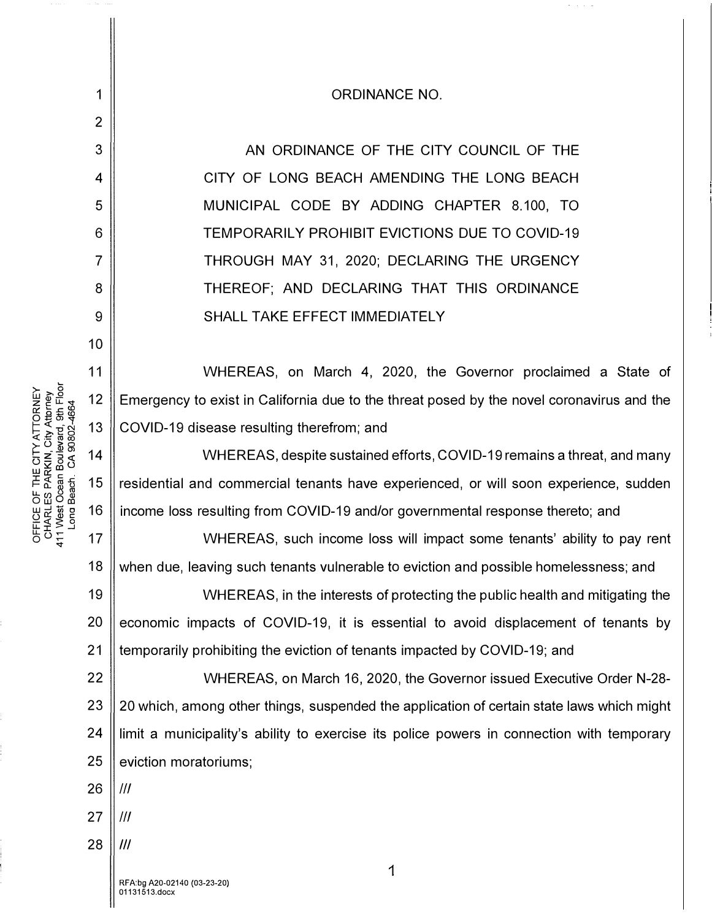ORDINANCE NO.

AN ORDINANCE OF THE CITY COUNCIL OF THE CITY OF LONG BEACH AMENDING THE LONG BEACH MUNICIPAL CODE BY ADDING CHAPTER 8.100, TO TEMPORARILY PROHIBIT EVICTIONS DUE TO COVID-19 THROUGH MAY 31, 2020; DECLARING THE URGENCY THEREOF; AND DECLARING THAT THIS ORDINANCE SHALL TAKE EFFECT IMMEDIATELY

WHEREAS, on March 4, 2020, the Governor proclaimed a State of Emergency to exist in California due to the threat posed by the novel coronavirus and the COVID-19 disease resulting therefrom; and

WHEREAS, despite sustained efforts, COVID-19 remains a threat, and many residential and commercial tenants have experienced, or will soon experience, sudden income loss resulting from COVID-19 and/or governmental response thereto; and

WHEREAS, such income loss will impact some tenants' ability to pay rent when due, leaving such tenants vulnerable to eviction and possible homelessness; and

WHEREAS, in the interests of protecting the public health and mitigating the economic impacts of COVID-19, it is essential to avoid displacement of tenants by temporarily prohibiting the eviction of tenants impacted by COVID-19; and

WHEREAS, on March 16, 2020, the Governor issued Executive Order N-28-20 which, among other things, suspended the application of certain state laws which might limit a municipality's ability to exercise its police powers in connection with temporary eviction moratoriums;

///

///

///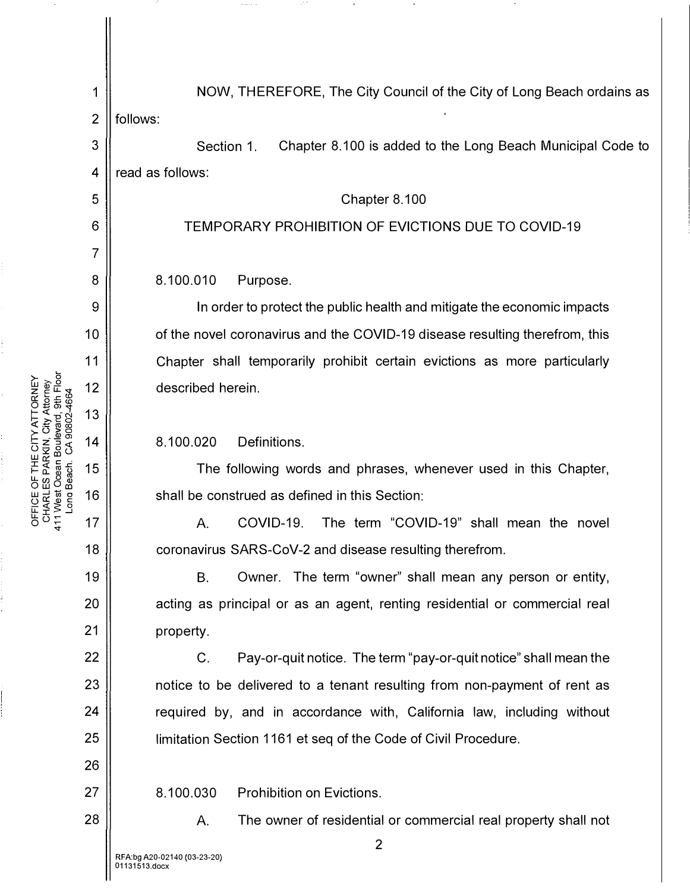NOW, THEREFORE, The City Council of the City of Long Beach ordains as follows:

Section 1. Chapter 8.100 is added to the Long Beach Municipal Code to read as follows:

Chapter 8.100

TEMPORARY PROHIBITION OF EVICTIONS DUE TO COVID-19

8.100.010 Purpose.

In order to protect the public health and mitigate the economic impacts of the novel coronavirus and the COVID-19 disease resulting therefrom, this Chapter shall temporarily prohibit certain evictions as more particularly described herein.

8.100.020 Definitions.

The following words and phrases, whenever used in this Chapter, shall be construed as defined in this Section:

A. COVID-19. The term "COVID-19" shall mean the novel coronavirus SARS-CoV-2 and disease resulting therefrom.

B. Owner. The term "owner" shall mean any person or entity, acting as principal or as an agent, renting residential or commercial real property.

C. Pay-or-quit notice. The term "pay-or-quit notice" shall mean the notice to be delivered to a tenant resulting from non-payment of rent as required by, and in accordance with, California law, including without limitation Section 1161 et seq of the Code of Civil Procedure.

8.100.030 Prohibition on Evictions.

A. The owner of residential or commercial real property shall not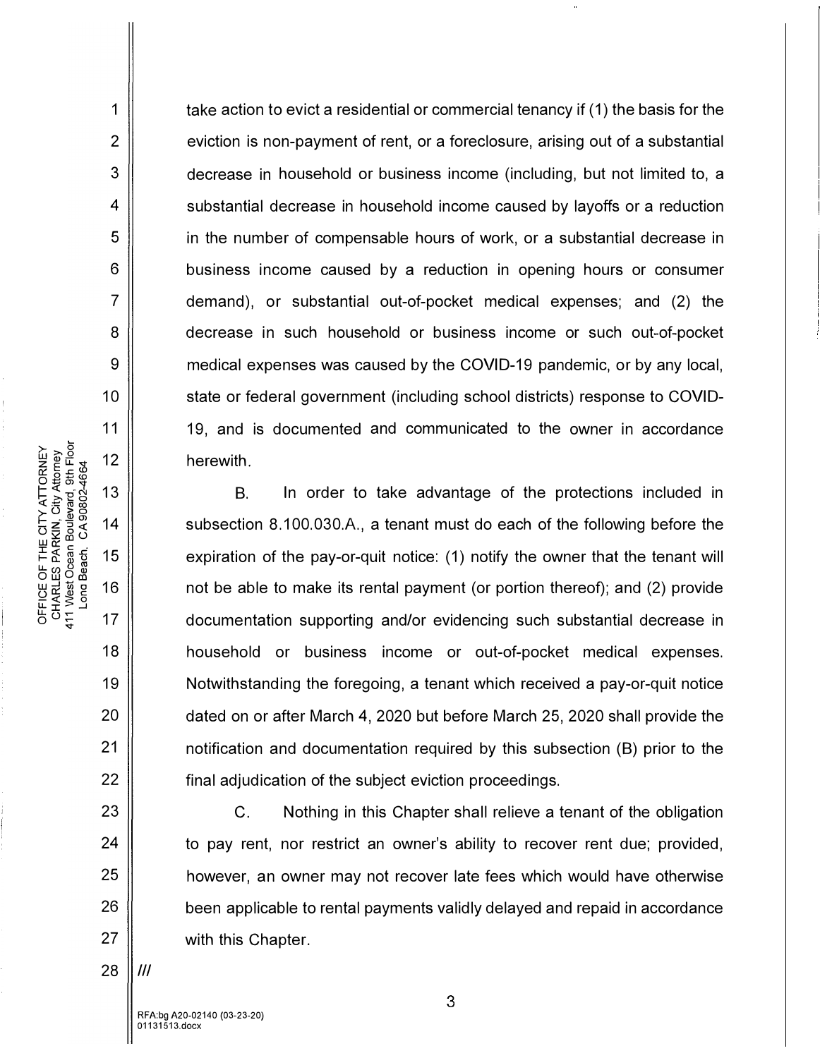take action to evict a residential or commercial tenancy if (1) the basis for the eviction is non-payment of rent, or a foreclosure, arising out of a substantial decrease in household or business income (including, but not limited to, a substantial decrease in household income caused by layoffs or a reduction in the number of compensable hours of work, or a substantial decrease in business income caused by a reduction in opening hours or consumer demand), or substantial out-of-pocket medical expenses; and (2) the decrease in such household or business income or such out-of-pocket medical expenses was caused by the COVID-19 pandemic, or by any local, state or federal government (including school districts) response to COVID-19, and is documented and communicated to the owner in accordance herewith.

B. In order to take advantage of the protections included in subsection 8.100.030.A., a tenant must do each of the following before the expiration of the pay-or-quit notice: (1) notify the owner that the tenant will not be able to make its rental payment (or portion thereof); and (2) provide documentation supporting and/or evidencing such substantial decrease in household or business income or out-of-pocket medical expenses. Notwithstanding the foregoing, a tenant which received a pay-or-quit notice dated on or after March 4, 2020 but before March 25, 2020 shall provide the notification and documentation required by this subsection (B) prior to the final adjudication of the subject eviction proceedings.

C. Nothing in this Chapter shall relieve a tenant of the obligation to pay rent, nor restrict an owner's ability to recover rent due; provided, however, an owner may not recover late fees which would have otherwise been applicable to rental payments validly delayed and repaid in accordance with this Chapter.

///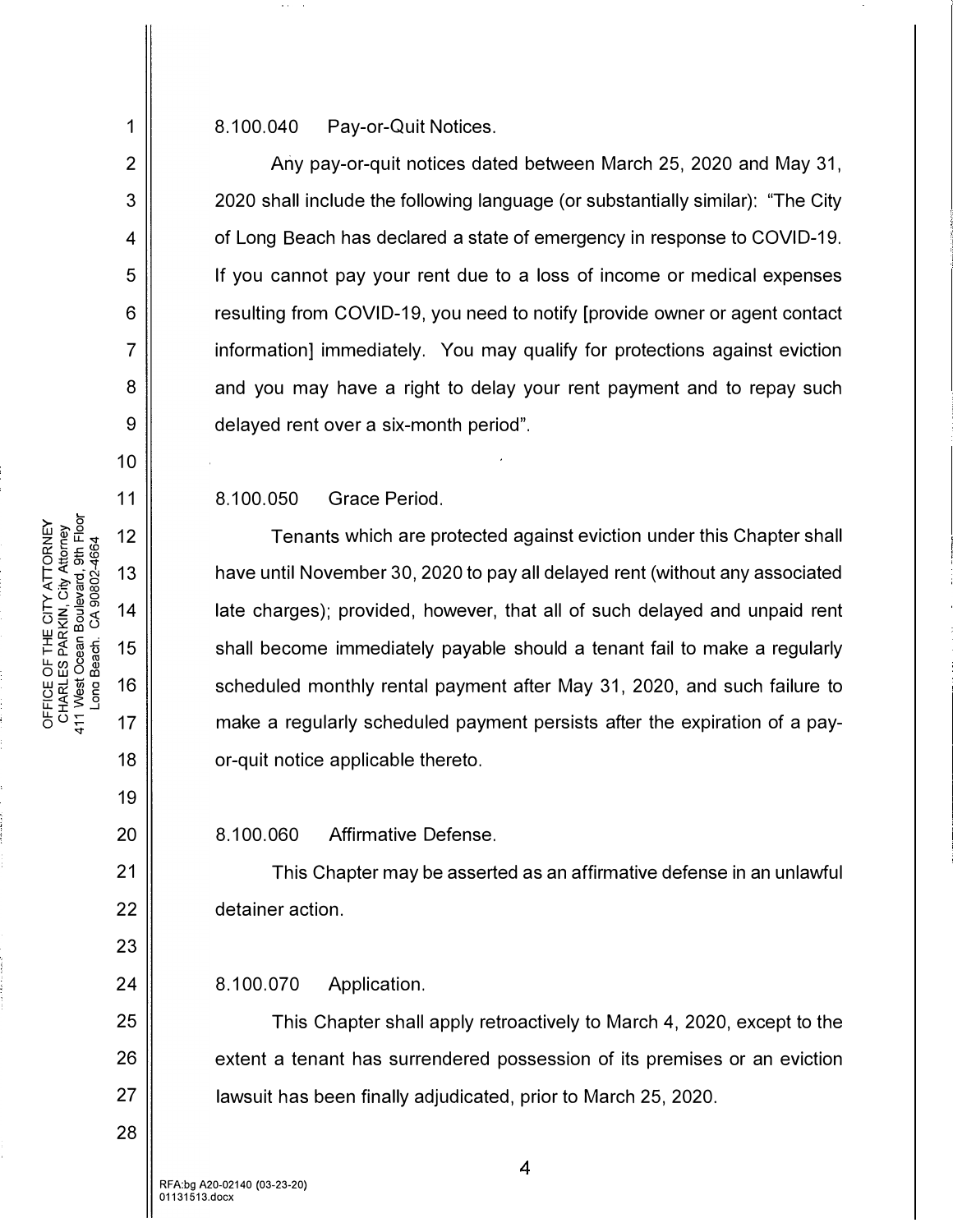8.100.040 Pay-or-Quit Notices.

Any pay-or-quit notices dated between March 25, 2020 and May 31, 2020 shall include the following language (or substantially similar): "The City of Long Beach has declared a state of emergency in response to COVID-19. If you cannot pay your rent due to a loss of income or medical expenses resulting from COVID-19, you need to notify [provide owner or agent contact information] immediately. You may qualify for protections against eviction and you may have a right to delay your rent payment and to repay such delayed rent over a six-month period".

8.100.050 Grace Period.

Tenants which are protected against eviction under this Chapter shall have until November 30, 2020 to pay all delayed rent (without any associated late charges); provided, however, that all of such delayed and unpaid rent shall become immediately payable should a tenant fail to make a regularly scheduled monthly rental payment after May 31, 2020, and such failure to make a regularly scheduled payment persists after the expiration of a pay-or-quit notice applicable thereto.

8.100.060 Affirmative Defense.

This Chapter may be asserted as an affirmative defense in an unlawful detainer action.

8.100.070 Application.

This Chapter shall apply retroactively to March 4, 2020, except to the extent a tenant has surrendered possession of its premises or an eviction lawsuit has been finally adjudicated, prior to March 25, 2020.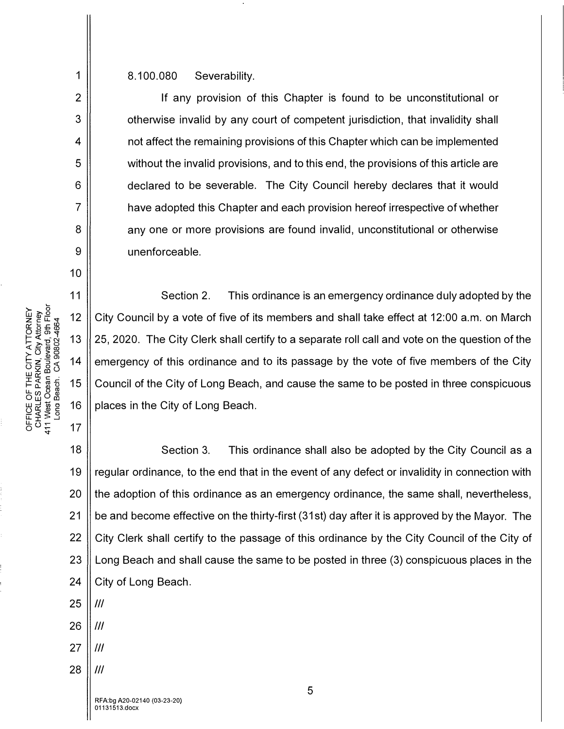8.100.080 Severability.

If any provision of this Chapter is found to be unconstitutional or otherwise invalid by any court of competent jurisdiction, that invalidity shall not affect the remaining provisions of this Chapter which can be implemented without the invalid provisions, and to this end, the provisions of this article are declared to be severable. The City Council hereby declares that it would have adopted this Chapter and each provision hereof irrespective of whether any one or more provisions are found invalid, unconstitutional or otherwise unenforceable.

Section 2. This ordinance is an emergency ordinance duly adopted by the City Council by a vote of five of its members and shall take effect at 12:00 a.m. on March 25, 2020. The City Clerk shall certify to a separate roll call and vote on the question of the emergency of this ordinance and to its passage by the vote of five members of the City Council of the City of Long Beach, and cause the same to be posted in three conspicuous places in the City of Long Beach.

Section 3. This ordinance shall also be adopted by the City Council as a regular ordinance, to the end that in the event of any defect or invalidity in connection with the adoption of this ordinance as an emergency ordinance, the same shall, nevertheless, be and become effective on the thirty-first (31st) day after it is approved by the Mayor. The City Clerk shall certify to the passage of this ordinance by the City Council of the City of Long Beach and shall cause the same to be posted in three (3) conspicuous places in the City of Long Beach.

///

///

///

///

RFA:bg A20-02140 (03-23-20)
01131513.docx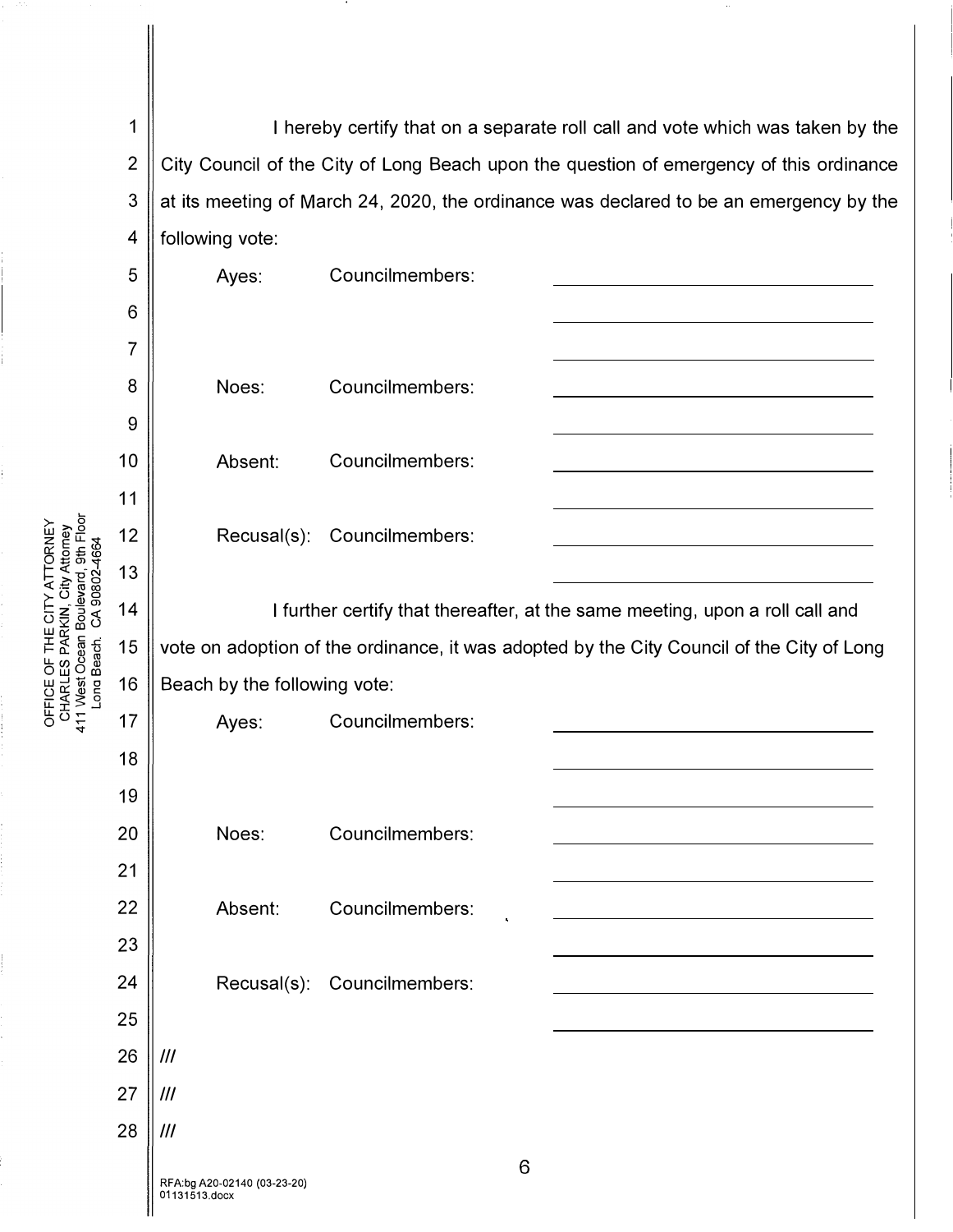I hereby certify that on a separate roll call and vote which was taken by the City Council of the City of Long Beach upon the question of emergency of this ordinance at its meeting of March 24, 2020, the ordinance was declared to be an emergency by the following vote:

Ayes: Councilmembers: ______________________

______________________

______________________

Noes: Councilmembers: ______________________

______________________

Absent: Councilmembers: ______________________

______________________

Recusal(s): Councilmembers: ______________________

______________________

I further certify that thereafter, at the same meeting, upon a roll call and vote on adoption of the ordinance, it was adopted by the City Council of the City of Long Beach by the following vote:

Ayes: Councilmembers: ______________________

______________________

______________________

Noes: Councilmembers: ______________________

______________________

Absent: Councilmembers: ______________________

______________________

Recusal(s): Councilmembers: ______________________

______________________

///

///

///

RFA:bg A20-02140 (03-23-20)
01131513.docx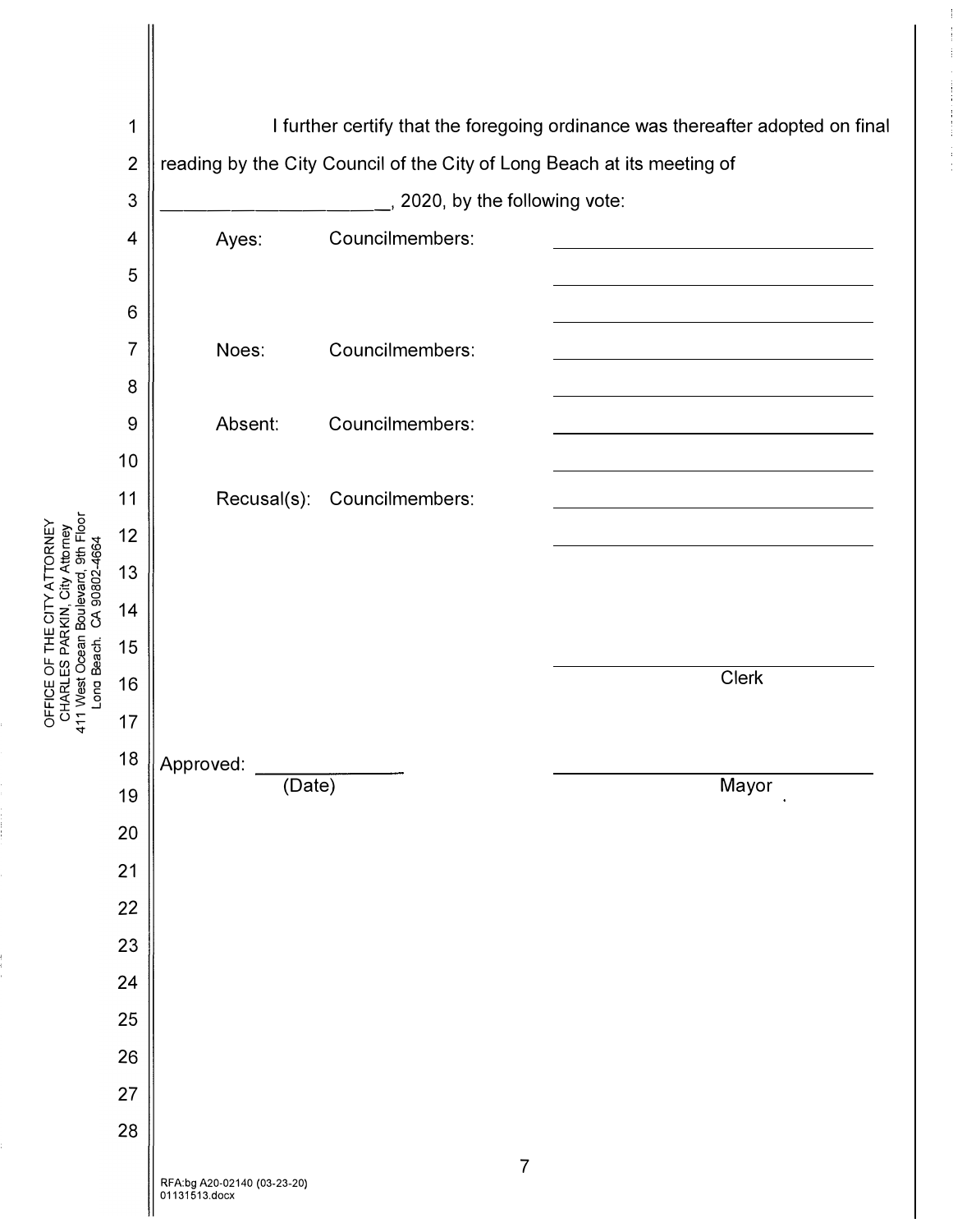I further certify that the foregoing ordinance was thereafter adopted on final reading by the City Council of the City of Long Beach at its meeting of \_\_\_\_\_\_\_\_\_\_\_\_\_\_\_\_\_\_\_\_\_\_, 2020, by the following vote:

| | | |
|---|---|---|
| Ayes: | Councilmembers: | \_\_\_\_\_\_\_\_\_\_\_\_\_\_\_\_\_\_\_\_ |
| | | \_\_\_\_\_\_\_\_\_\_\_\_\_\_\_\_\_\_\_\_ |
| | | \_\_\_\_\_\_\_\_\_\_\_\_\_\_\_\_\_\_\_\_ |
| Noes: | Councilmembers: | \_\_\_\_\_\_\_\_\_\_\_\_\_\_\_\_\_\_\_\_ |
| | | \_\_\_\_\_\_\_\_\_\_\_\_\_\_\_\_\_\_\_\_ |
| Absent: | Councilmembers: | \_\_\_\_\_\_\_\_\_\_\_\_\_\_\_\_\_\_\_\_ |
| | | \_\_\_\_\_\_\_\_\_\_\_\_\_\_\_\_\_\_\_\_ |
| Recusal(s): | Councilmembers: | \_\_\_\_\_\_\_\_\_\_\_\_\_\_\_\_\_\_\_\_ |
| | | \_\_\_\_\_\_\_\_\_\_\_\_\_\_\_\_\_\_\_\_ |

\_\_\_\_\_\_\_\_\_\_\_\_\_\_\_\_\_\_\_\_\_\_\_\_\_\_\_\_\_\_

Clerk

Approved: \_\_\_\_\_\_\_\_\_\_\_\_\_\_\_\_ (Date)

\_\_\_\_\_\_\_\_\_\_\_\_\_\_\_\_\_\_\_\_\_\_\_\_\_\_\_\_\_\_

Mayor

OFFICE OF THE CITY ATTORNEY
CHARLES PARKIN, City Attorney
411 West Ocean Boulevard, 9th Floor
Long Beach, CA 90802-4664

RFA:bg A20-02140 (03-23-20)
01131513.docx